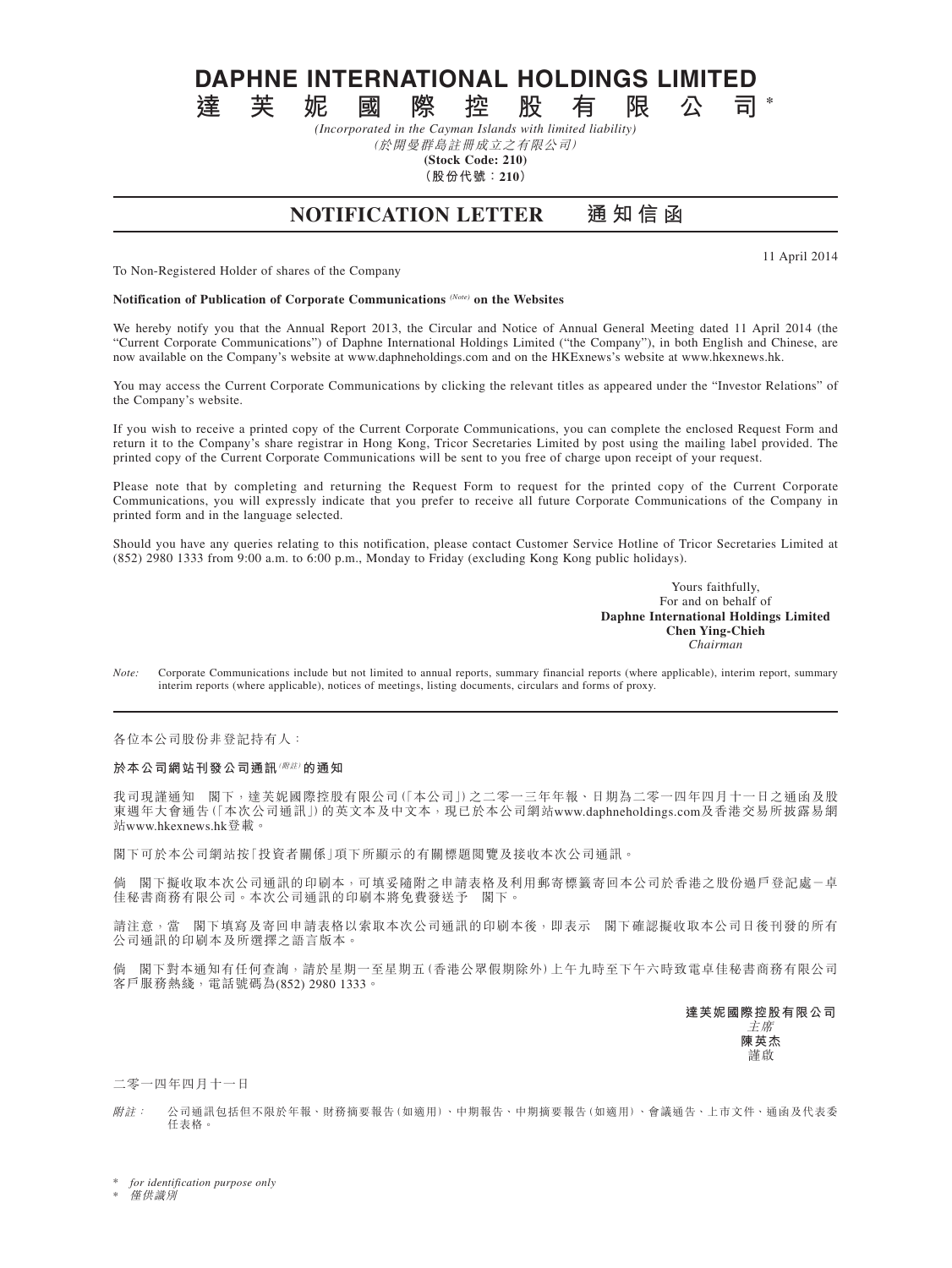# DAPHNE INTERNATIONAL HOLDINGS LIMITED

# 達芙妮國際控股有限公司*

*(Incorporated in the Cayman Islands with limited liability)*

*(於開曼群島註冊成立之有限公司)*

**(Stock Code: 210)**

**(股份代號：210)**

## NOTIFICATION LETTER 通知信函

11 April 2014

To Non-Registered Holder of shares of the Company

**Notification of Publication of Corporate Communications** *(Note)* **on the Websites**

We hereby notify you that the Annual Report 2013, the Circular and Notice of Annual General Meeting dated 11 April 2014 (the "Current Corporate Communications") of Daphne International Holdings Limited ("the Company"), in both English and Chinese, are now available on the Company's website at www.daphneholdings.com and on the HKExnews's website at www.hkexnews.hk.

You may access the Current Corporate Communications by clicking the relevant titles as appeared under the "Investor Relations" of the Company's website.

If you wish to receive a printed copy of the Current Corporate Communications, you can complete the enclosed Request Form and return it to the Company's share registrar in Hong Kong, Tricor Secretaries Limited by post using the mailing label provided. The printed copy of the Current Corporate Communications will be sent to you free of charge upon receipt of your request.

Please note that by completing and returning the Request Form to request for the printed copy of the Current Corporate Communications, you will expressly indicate that you prefer to receive all future Corporate Communications of the Company in printed form and in the language selected.

Should you have any queries relating to this notification, please contact Customer Service Hotline of Tricor Secretaries Limited at (852) 2980 1333 from 9:00 a.m. to 6:00 p.m., Monday to Friday (excluding Kong Kong public holidays).

Yours faithfully,
For and on behalf of
**Daphne International Holdings Limited**
**Chen Ying-Chieh**
*Chairman*

*Note:* Corporate Communications include but not limited to annual reports, summary financial reports (where applicable), interim report, summary interim reports (where applicable), notices of meetings, listing documents, circulars and forms of proxy.

---

各位本公司股份非登記持有人：

**於本公司網站刊發公司通訊**(附註)**的通知**

我司現謹通知　閣下，達芙妮國際控股有限公司(「本公司」)之二零一三年年報、日期為二零一四年四月十一日之通函及股東週年大會通告(「本次公司通訊」)的英文本及中文本，現已於本公司網站www.daphneholdings.com及香港交易所披露易網站www.hkexnews.hk登載。

閣下可於本公司網站按「投資者關係」項下所顯示的有關標題閱覽及接收本次公司通訊。

倘　閣下擬收取本次公司通訊的印刷本，可填妥隨附之申請表格及利用郵寄標籤寄回本公司於香港之股份過戶登記處－卓佳秘書商務有限公司。本次公司通訊的印刷本將免費發送予　閣下。

請注意，當　閣下填寫及寄回申請表格以索取本次公司通訊的印刷本後，即表示　閣下確認擬收取本公司日後刊發的所有公司通訊的印刷本及所選擇之語言版本。

倘　閣下對本通知有任何查詢，請於星期一至星期五(香港公眾假期除外)上午九時至下午六時致電卓佳秘書商務有限公司客戶服務熱綫，電話號碼為(852) 2980 1333。

**達芙妮國際控股有限公司**
*主席*
**陳英杰**
謹啟

二零一四年四月十一日

*附註：* 公司通訊包括但不限於年報、財務摘要報告(如適用)、中期報告、中期摘要報告(如適用)、會議通告、上市文件、通函及代表委任表格。

\* *for identification purpose only*

\* *僅供識別*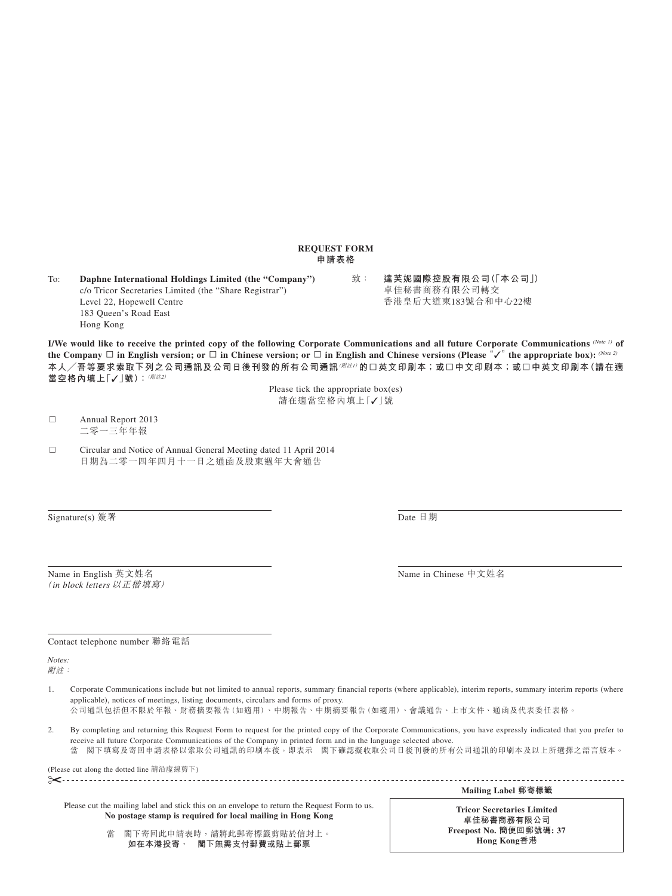# REQUEST FORM
# 申請表格

To: **Daphne International Holdings Limited (the "Company")**
c/o Tricor Secretaries Limited (the "Share Registrar")
Level 22, Hopewell Centre
183 Queen's Road East
Hong Kong

致： **達芙妮國際控股有限公司(「本公司」)**
卓佳秘書商務有限公司轉交
香港皇后大道東183號合和中心22樓

**I/We would like to receive the printed copy of the following Corporate Communications and all future Corporate Communications** *(Note 1)* **of the Company ☐ in English version; or ☐ in Chinese version; or ☐ in English and Chinese versions (Please "✓" the appropriate box):** *(Note 2)*
**本人／吾等要求索取下列之公司通訊及公司日後刊發的所有公司通訊**(附註1)**的☐英文印刷本；或☐中文印刷本；或☐中英文印刷本(請在適當空格內填上「✓」號)：**(附註2)

Please tick the appropriate box(es)
請在適當空格內填上「✓」號

☐ Annual Report 2013
二零一三年年報

☐ Circular and Notice of Annual General Meeting dated 11 April 2014
日期為二零一四年四月十一日之通函及股東週年大會通告

Signature(s) 簽署

Date 日期

Name in English 英文姓名
*(in block letters 以正楷填寫)*

Name in Chinese 中文姓名

Contact telephone number 聯絡電話

*Notes:*
*附註：*

1. Corporate Communications include but not limited to annual reports, summary financial reports (where applicable), interim reports, summary interim reports (where applicable), notices of meetings, listing documents, circulars and forms of proxy.
公司通訊包括但不限於年報、財務摘要報告(如適用)、中期報告、中期摘要報告(如適用)、會議通告、上市文件、通函及代表委任表格。

2. By completing and returning this Request Form to request for the printed copy of the Corporate Communications, you have expressly indicated that you prefer to receive all future Corporate Communications of the Company in printed form and in the language selected above.
當 閣下填寫及寄回申請表格以索取公司通訊的印刷本後，即表示 閣下確認擬收取公司日後刊發的所有公司通訊的印刷本及以上所選擇之語言版本。

(Please cut along the dotted line 請沿虛線剪下)

Please cut the mailing label and stick this on an envelope to return the Request Form to us.
**No postage stamp is required for local mailing in Hong Kong**

當 閣下寄回此申請表時，請將此郵寄標籤剪貼於信封上。
**如在本港投寄， 閣下無需支付郵費或貼上郵票**

**Mailing Label 郵寄標籤**

**Tricor Secretaries Limited**
**卓佳秘書商務有限公司**
**Freepost No. 簡便回郵號碼: 37**
**Hong Kong香港**